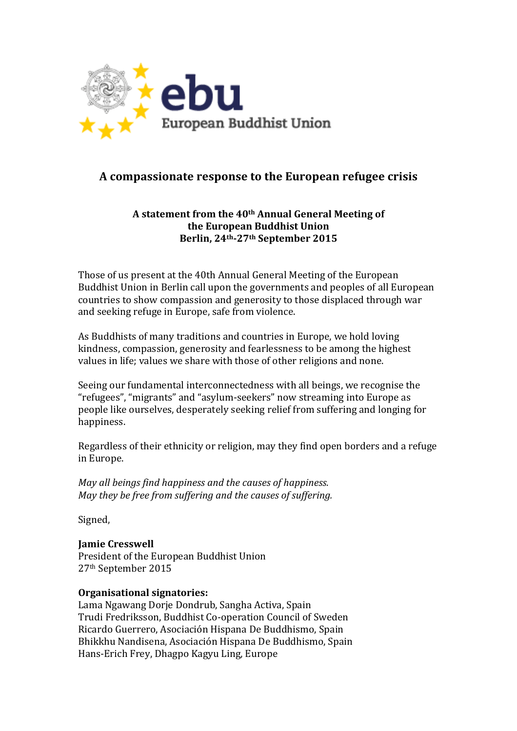ebu
European Buddhist Union

# A compassionate response to the European refugee crisis

**A statement from the 40th Annual General Meeting of the European Buddhist Union Berlin, 24th-27th September 2015**

Those of us present at the 40th Annual General Meeting of the European Buddhist Union in Berlin call upon the governments and peoples of all European countries to show compassion and generosity to those displaced through war and seeking refuge in Europe, safe from violence.

As Buddhists of many traditions and countries in Europe, we hold loving kindness, compassion, generosity and fearlessness to be among the highest values in life; values we share with those of other religions and none.

Seeing our fundamental interconnectedness with all beings, we recognise the "refugees", "migrants" and "asylum-seekers" now streaming into Europe as people like ourselves, desperately seeking relief from suffering and longing for happiness.

Regardless of their ethnicity or religion, may they find open borders and a refuge in Europe.

*May all beings find happiness and the causes of happiness.*
*May they be free from suffering and the causes of suffering.*

Signed,

**Jamie Cresswell**
President of the European Buddhist Union
27th September 2015

**Organisational signatories:**
Lama Ngawang Dorje Dondrub, Sangha Activa, Spain
Trudi Fredriksson, Buddhist Co-operation Council of Sweden
Ricardo Guerrero, Asociación Hispana De Buddhismo, Spain
Bhikkhu Nandisena, Asociación Hispana De Buddhismo, Spain
Hans-Erich Frey, Dhagpo Kagyu Ling, Europe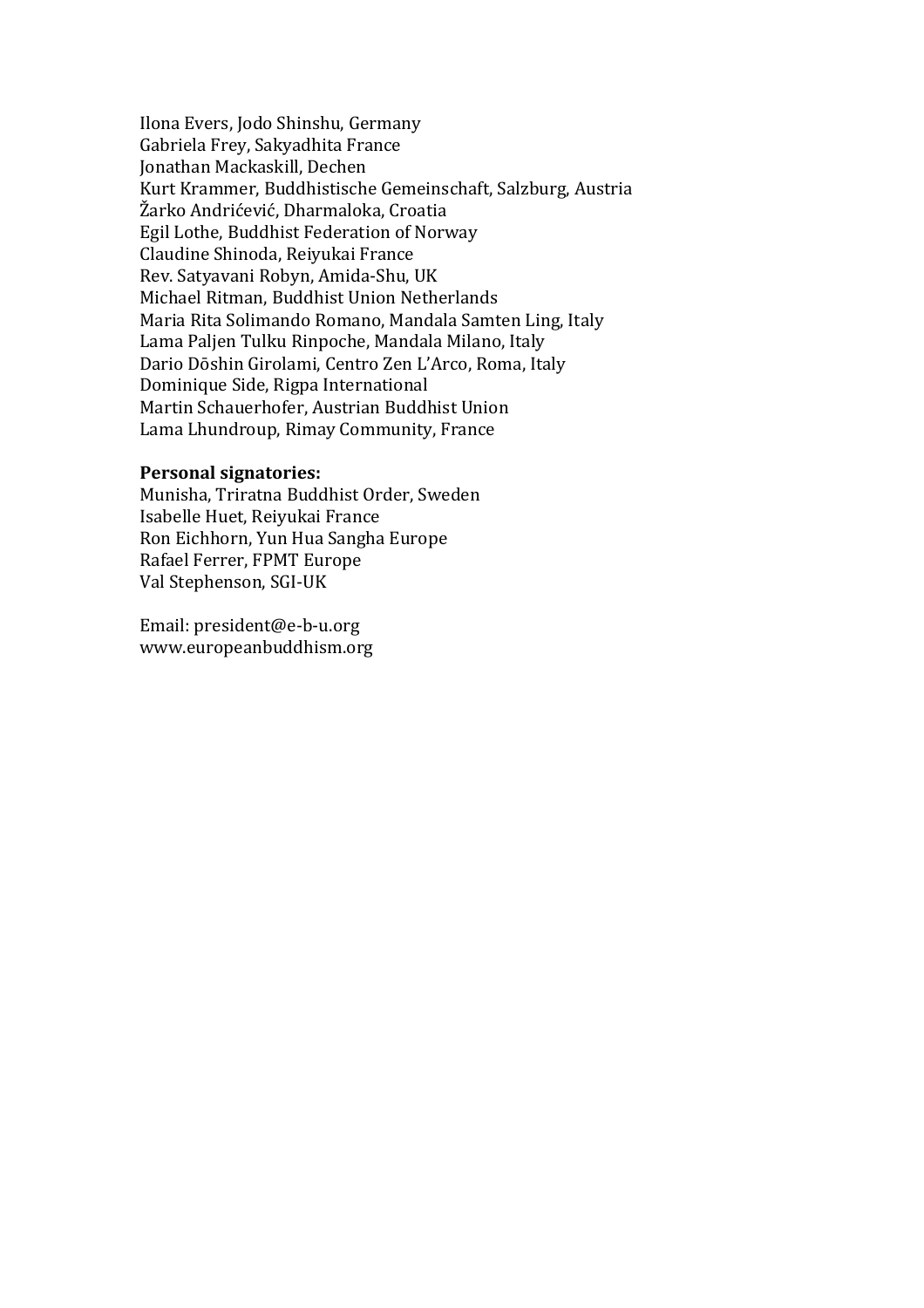Ilona Evers, Jodo Shinshu, Germany
Gabriela Frey, Sakyadhita France
Jonathan Mackaskill, Dechen
Kurt Krammer, Buddhistische Gemeinschaft, Salzburg, Austria
Žarko Andrićević, Dharmaloka, Croatia
Egil Lothe, Buddhist Federation of Norway
Claudine Shinoda, Reiyukai France
Rev. Satyavani Robyn, Amida-Shu, UK
Michael Ritman, Buddhist Union Netherlands
Maria Rita Solimando Romano, Mandala Samten Ling, Italy
Lama Paljen Tulku Rinpoche, Mandala Milano, Italy
Dario Dōshin Girolami, Centro Zen L'Arco, Roma, Italy
Dominique Side, Rigpa International
Martin Schauerhofer, Austrian Buddhist Union
Lama Lhundroup, Rimay Community, France

**Personal signatories:**
Munisha, Triratna Buddhist Order, Sweden
Isabelle Huet, Reiyukai France
Ron Eichhorn, Yun Hua Sangha Europe
Rafael Ferrer, FPMT Europe
Val Stephenson, SGI-UK

Email: president@e-b-u.org
www.europeanbuddhism.org